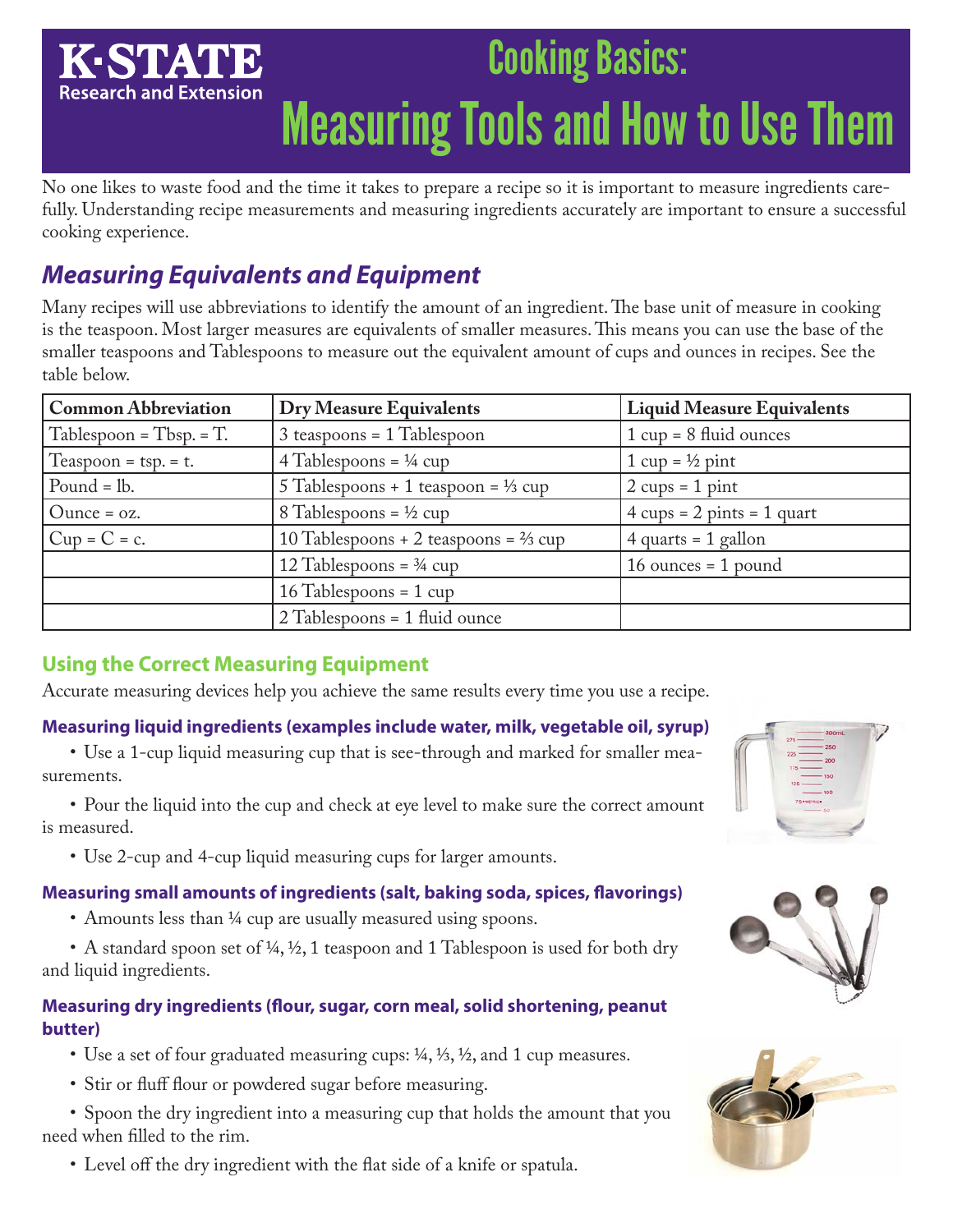K-STATE Research and Extension

# Cooking Basics: Measuring Tools and How to Use Them

No one likes to waste food and the time it takes to prepare a recipe so it is important to measure ingredients carefully. Understanding recipe measurements and measuring ingredients accurately are important to ensure a successful cooking experience.

## *Measuring Equivalents and Equipment*

Many recipes will use abbreviations to identify the amount of an ingredient. The base unit of measure in cooking is the teaspoon. Most larger measures are equivalents of smaller measures. This means you can use the base of the smaller teaspoons and Tablespoons to measure out the equivalent amount of cups and ounces in recipes. See the table below.

| Common Abbreviation | Dry Measure Equivalents | Liquid Measure Equivalents |
|---|---|---|
| Tablespoon = Tbsp. = T. | 3 teaspoons = 1 Tablespoon | 1 cup = 8 fluid ounces |
| Teaspoon = tsp. = t. | 4 Tablespoons = ¼ cup | 1 cup = ½ pint |
| Pound = lb. | 5 Tablespoons + 1 teaspoon = ⅓ cup | 2 cups = 1 pint |
| Ounce = oz. | 8 Tablespoons = ½ cup | 4 cups = 2 pints = 1 quart |
| Cup = C = c. | 10 Tablespoons + 2 teaspoons = ⅔ cup | 4 quarts = 1 gallon |
| | 12 Tablespoons = ¾ cup | 16 ounces = 1 pound |
| | 16 Tablespoons = 1 cup | |
| | 2 Tablespoons = 1 fluid ounce | |

### Using the Correct Measuring Equipment

Accurate measuring devices help you achieve the same results every time you use a recipe.

#### Measuring liquid ingredients (examples include water, milk, vegetable oil, syrup)

- Use a 1-cup liquid measuring cup that is see-through and marked for smaller measurements.
- Pour the liquid into the cup and check at eye level to make sure the correct amount is measured.
- Use 2-cup and 4-cup liquid measuring cups for larger amounts.

#### Measuring small amounts of ingredients (salt, baking soda, spices, flavorings)

- Amounts less than ¼ cup are usually measured using spoons.
- A standard spoon set of ¼, ½, 1 teaspoon and 1 Tablespoon is used for both dry and liquid ingredients.

#### Measuring dry ingredients (flour, sugar, corn meal, solid shortening, peanut butter)

- Use a set of four graduated measuring cups: ¼, ⅓, ½, and 1 cup measures.
- Stir or fluff flour or powdered sugar before measuring.
- Spoon the dry ingredient into a measuring cup that holds the amount that you need when filled to the rim.
- Level off the dry ingredient with the flat side of a knife or spatula.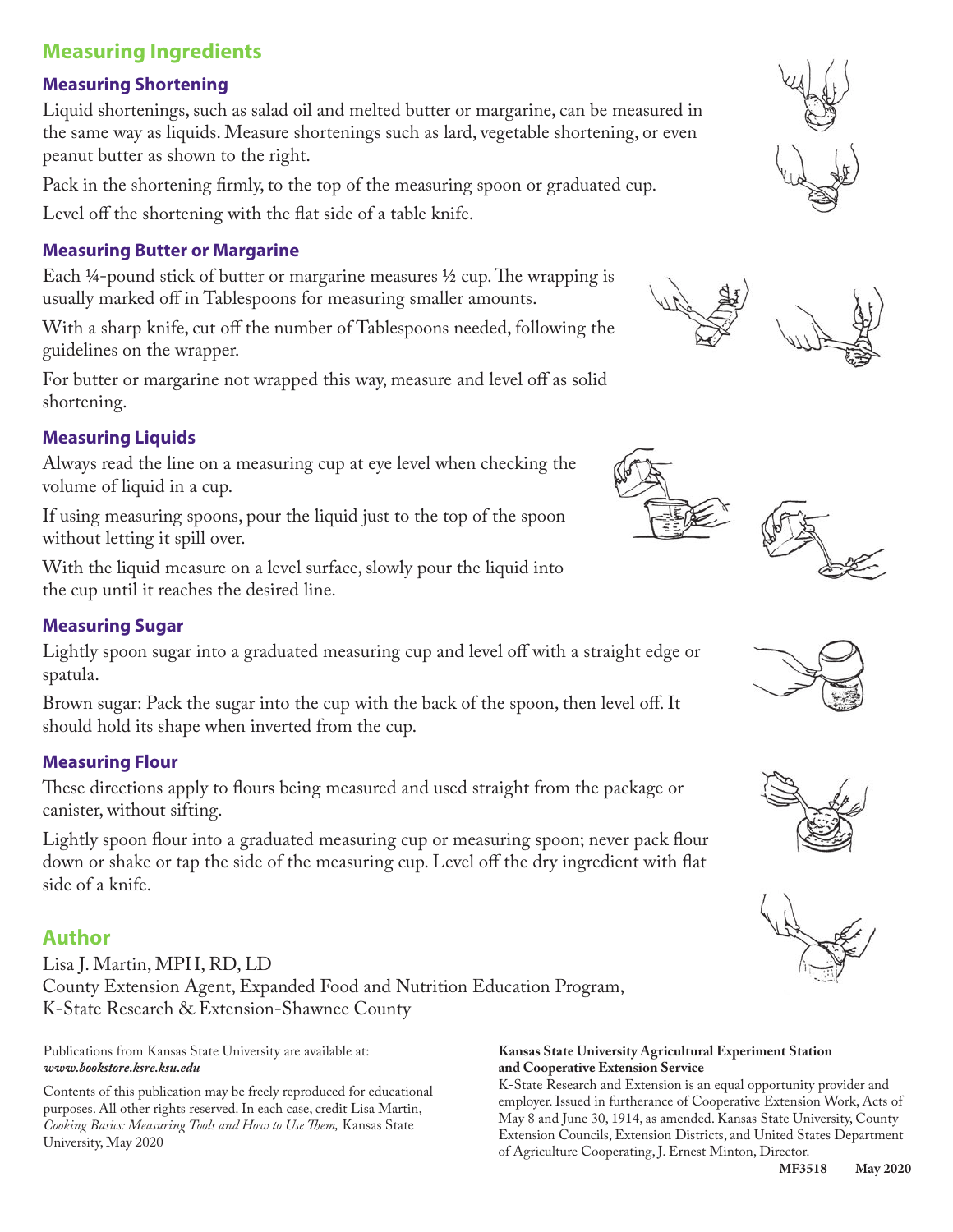## Measuring Ingredients

### Measuring Shortening

Liquid shortenings, such as salad oil and melted butter or margarine, can be measured in the same way as liquids. Measure shortenings such as lard, vegetable shortening, or even peanut butter as shown to the right.

Pack in the shortening firmly, to the top of the measuring spoon or graduated cup.

Level off the shortening with the flat side of a table knife.

### Measuring Butter or Margarine

Each ¼-pound stick of butter or margarine measures ½ cup. The wrapping is usually marked off in Tablespoons for measuring smaller amounts.

With a sharp knife, cut off the number of Tablespoons needed, following the guidelines on the wrapper.

For butter or margarine not wrapped this way, measure and level off as solid shortening.

### Measuring Liquids

Always read the line on a measuring cup at eye level when checking the volume of liquid in a cup.

If using measuring spoons, pour the liquid just to the top of the spoon without letting it spill over.

With the liquid measure on a level surface, slowly pour the liquid into the cup until it reaches the desired line.

### Measuring Sugar

Lightly spoon sugar into a graduated measuring cup and level off with a straight edge or spatula.

Brown sugar: Pack the sugar into the cup with the back of the spoon, then level off. It should hold its shape when inverted from the cup.

### Measuring Flour

These directions apply to flours being measured and used straight from the package or canister, without sifting.

Lightly spoon flour into a graduated measuring cup or measuring spoon; never pack flour down or shake or tap the side of the measuring cup. Level off the dry ingredient with flat side of a knife.

## Author

Lisa J. Martin, MPH, RD, LD
County Extension Agent, Expanded Food and Nutrition Education Program,
K-State Research & Extension-Shawnee County

Publications from Kansas State University are available at:
***www.bookstore.ksre.ksu.edu***

Contents of this publication may be freely reproduced for educational purposes. All other rights reserved. In each case, credit Lisa Martin, *Cooking Basics: Measuring Tools and How to Use Them,* Kansas State University, May 2020

**Kansas State University Agricultural Experiment Station and Cooperative Extension Service**

K-State Research and Extension is an equal opportunity provider and employer. Issued in furtherance of Cooperative Extension Work, Acts of May 8 and June 30, 1914, as amended. Kansas State University, County Extension Councils, Extension Districts, and United States Department of Agriculture Cooperating, J. Ernest Minton, Director.

**MF3518 May 2020**